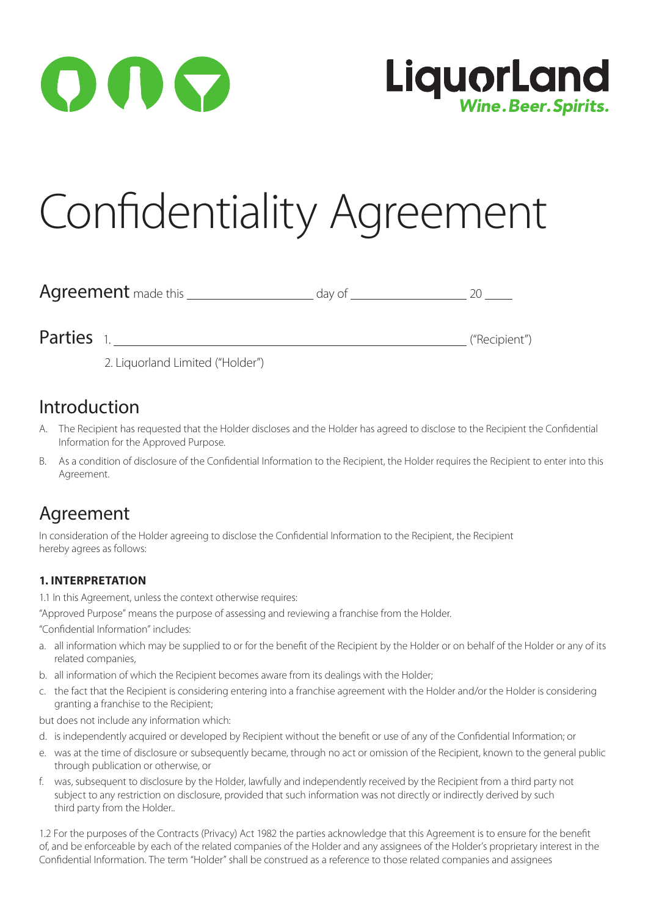LiquorLand
*Wine. Beer. Spirits.*

# Confidentiality Agreement

**Agreement** made this ____________________ day of ____________________ 20 _____

**Parties** 1. ________________________________________________________ ("Recipient")

2. Liquorland Limited ("Holder")

## Introduction

A. The Recipient has requested that the Holder discloses and the Holder has agreed to disclose to the Recipient the Confidential Information for the Approved Purpose.

B. As a condition of disclosure of the Confidential Information to the Recipient, the Holder requires the Recipient to enter into this Agreement.

## Agreement

In consideration of the Holder agreeing to disclose the Confidential Information to the Recipient, the Recipient hereby agrees as follows:

### 1. INTERPRETATION

1.1 In this Agreement, unless the context otherwise requires:

"Approved Purpose" means the purpose of assessing and reviewing a franchise from the Holder.

"Confidential Information" includes:

a. all information which may be supplied to or for the benefit of the Recipient by the Holder or on behalf of the Holder or any of its related companies,

b. all information of which the Recipient becomes aware from its dealings with the Holder;

c. the fact that the Recipient is considering entering into a franchise agreement with the Holder and/or the Holder is considering granting a franchise to the Recipient;

but does not include any information which:

d. is independently acquired or developed by Recipient without the benefit or use of any of the Confidential Information; or

e. was at the time of disclosure or subsequently became, through no act or omission of the Recipient, known to the general public through publication or otherwise, or

f. was, subsequent to disclosure by the Holder, lawfully and independently received by the Recipient from a third party not subject to any restriction on disclosure, provided that such information was not directly or indirectly derived by such third party from the Holder..

1.2 For the purposes of the Contracts (Privacy) Act 1982 the parties acknowledge that this Agreement is to ensure for the benefit of, and be enforceable by each of the related companies of the Holder and any assignees of the Holder's proprietary interest in the Confidential Information. The term "Holder" shall be construed as a reference to those related companies and assignees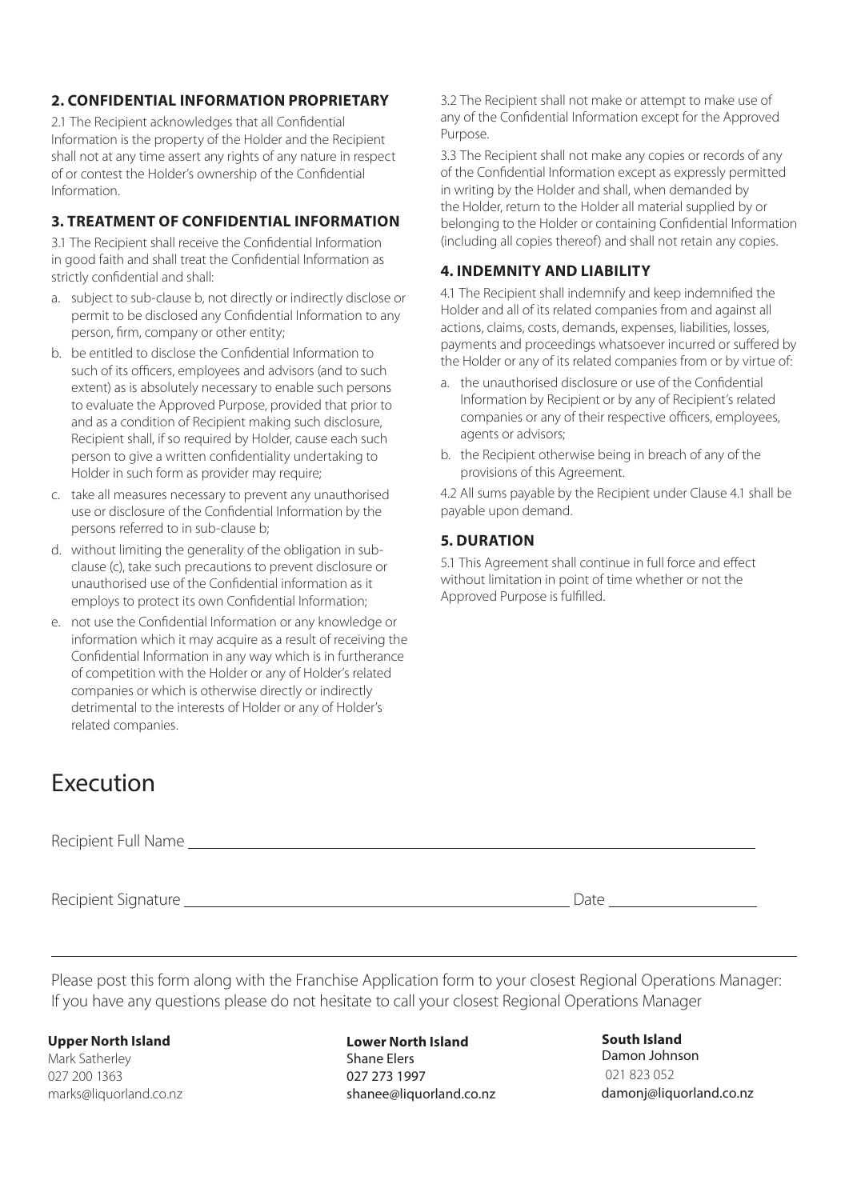## 2. CONFIDENTIAL INFORMATION PROPRIETARY

2.1 The Recipient acknowledges that all Confidential Information is the property of the Holder and the Recipient shall not at any time assert any rights of any nature in respect of or contest the Holder's ownership of the Confidential Information.

## 3. TREATMENT OF CONFIDENTIAL INFORMATION

3.1 The Recipient shall receive the Confidential Information in good faith and shall treat the Confidential Information as strictly confidential and shall:

a. subject to sub-clause b, not directly or indirectly disclose or permit to be disclosed any Confidential Information to any person, firm, company or other entity;

b. be entitled to disclose the Confidential Information to such of its officers, employees and advisors (and to such extent) as is absolutely necessary to enable such persons to evaluate the Approved Purpose, provided that prior to and as a condition of Recipient making such disclosure, Recipient shall, if so required by Holder, cause each such person to give a written confidentiality undertaking to Holder in such form as provider may require;

c. take all measures necessary to prevent any unauthorised use or disclosure of the Confidential Information by the persons referred to in sub-clause b;

d. without limiting the generality of the obligation in sub-clause (c), take such precautions to prevent disclosure or unauthorised use of the Confidential information as it employs to protect its own Confidential Information;

e. not use the Confidential Information or any knowledge or information which it may acquire as a result of receiving the Confidential Information in any way which is in furtherance of competition with the Holder or any of Holder's related companies or which is otherwise directly or indirectly detrimental to the interests of Holder or any of Holder's related companies.

3.2 The Recipient shall not make or attempt to make use of any of the Confidential Information except for the Approved Purpose.

3.3 The Recipient shall not make any copies or records of any of the Confidential Information except as expressly permitted in writing by the Holder and shall, when demanded by the Holder, return to the Holder all material supplied by or belonging to the Holder or containing Confidential Information (including all copies thereof) and shall not retain any copies.

## 4. INDEMNITY AND LIABILITY

4.1 The Recipient shall indemnify and keep indemnified the Holder and all of its related companies from and against all actions, claims, costs, demands, expenses, liabilities, losses, payments and proceedings whatsoever incurred or suffered by the Holder or any of its related companies from or by virtue of:

a. the unauthorised disclosure or use of the Confidential Information by Recipient or by any of Recipient's related companies or any of their respective officers, employees, agents or advisors;

b. the Recipient otherwise being in breach of any of the provisions of this Agreement.

4.2 All sums payable by the Recipient under Clause 4.1 shall be payable upon demand.

## 5. DURATION

5.1 This Agreement shall continue in full force and effect without limitation in point of time whether or not the Approved Purpose is fulfilled.

# Execution

Recipient Full Name ______________________________

Recipient Signature ______________________________ Date ______________

---

Please post this form along with the Franchise Application form to your closest Regional Operations Manager:
If you have any questions please do not hesitate to call your closest Regional Operations Manager

**Upper North Island**
Mark Satherley
027 200 1363
marks@liquorland.co.nz

**Lower North Island**
Shane Elers
027 273 1997
shanee@liquorland.co.nz

**South Island**
Damon Johnson
021 823 052
damonj@liquorland.co.nz